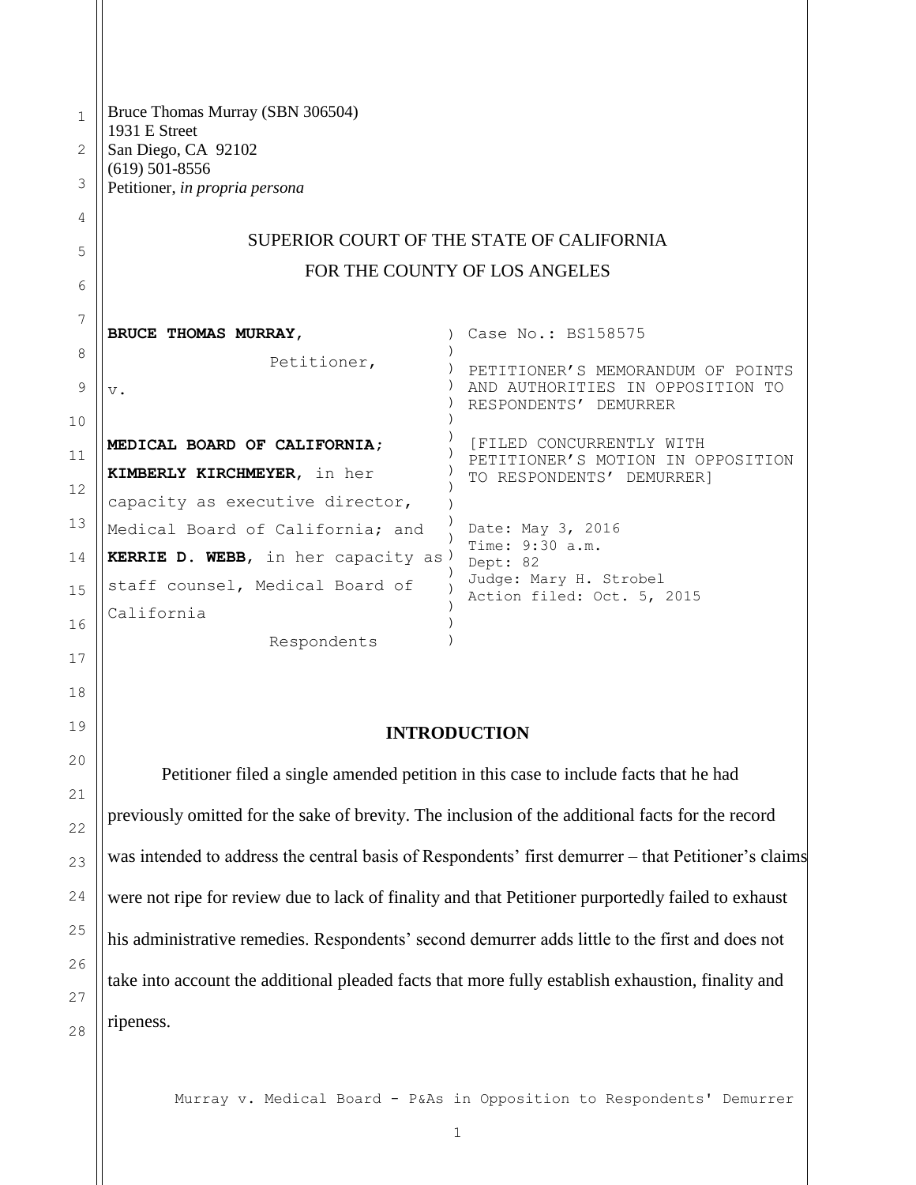Bruce Thomas Murray (SBN 306504)
1931 E Street
San Diego, CA 92102
(619) 501-8556
Petitioner, *in propria persona*

SUPERIOR COURT OF THE STATE OF CALIFORNIA

FOR THE COUNTY OF LOS ANGELES

| | |
|---|---|
| **BRUCE THOMAS MURRAY,**<br>Petitioner,<br>v.<br>**MEDICAL BOARD OF CALIFORNIA; KIMBERLY KIRCHMEYER**, in her capacity as executive director, Medical Board of California; and **KERRIE D. WEBB**, in her capacity as staff counsel, Medical Board of California<br>Respondents | Case No.: BS158575<br>PETITIONER'S MEMORANDUM OF POINTS AND AUTHORITIES IN OPPOSITION TO RESPONDENTS' DEMURRER<br>[FILED CONCURRENTLY WITH PETITIONER'S MOTION IN OPPOSITION TO RESPONDENTS' DEMURRER]<br>Date: May 3, 2016<br>Time: 9:30 a.m.<br>Dept: 82<br>Judge: Mary H. Strobel<br>Action filed: Oct. 5, 2015 |

## INTRODUCTION

Petitioner filed a single amended petition in this case to include facts that he had previously omitted for the sake of brevity. The inclusion of the additional facts for the record was intended to address the central basis of Respondents' first demurrer – that Petitioner's claims were not ripe for review due to lack of finality and that Petitioner purportedly failed to exhaust his administrative remedies. Respondents' second demurrer adds little to the first and does not take into account the additional pleaded facts that more fully establish exhaustion, finality and ripeness.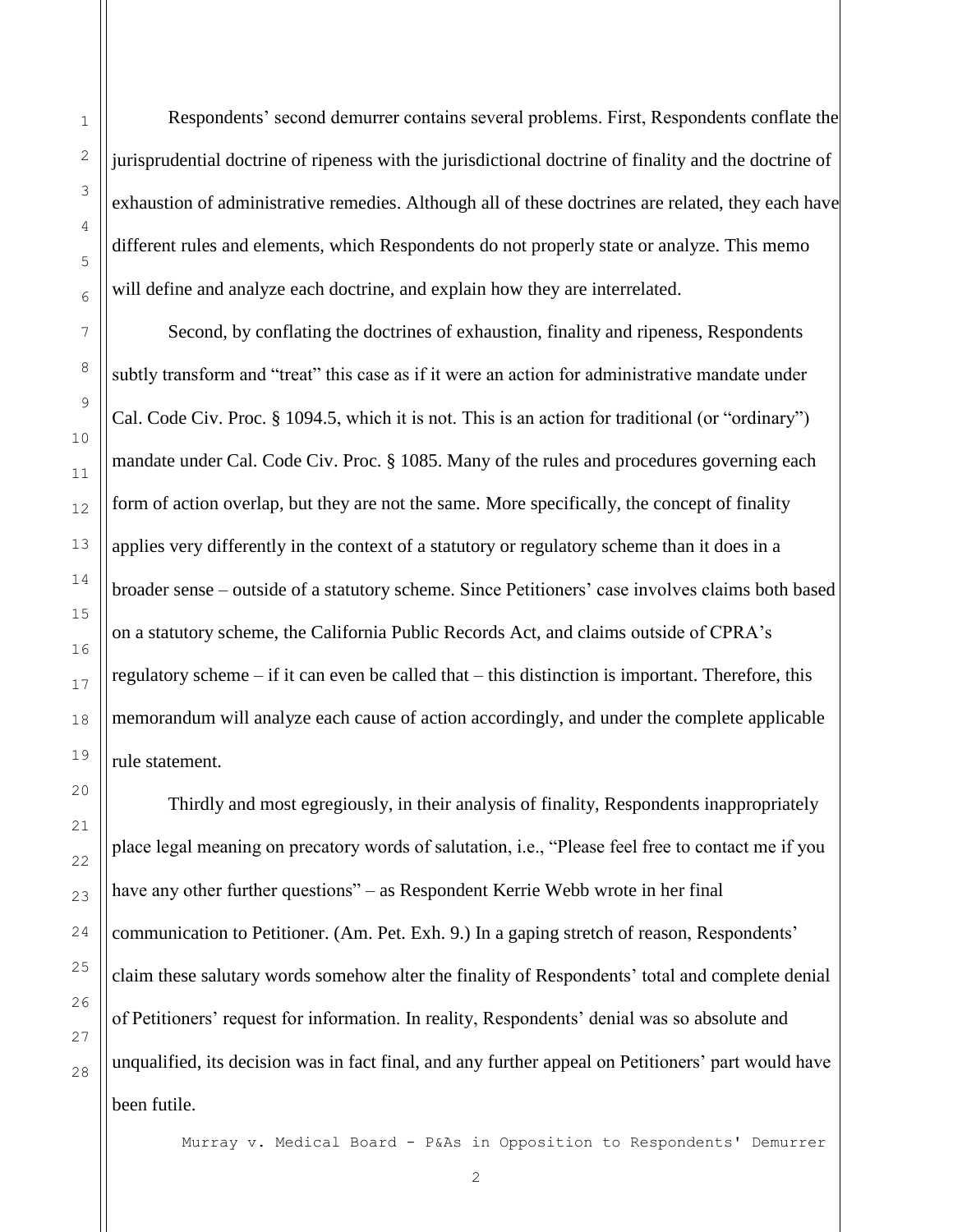Respondents' second demurrer contains several problems. First, Respondents conflate the jurisprudential doctrine of ripeness with the jurisdictional doctrine of finality and the doctrine of exhaustion of administrative remedies. Although all of these doctrines are related, they each have different rules and elements, which Respondents do not properly state or analyze. This memo will define and analyze each doctrine, and explain how they are interrelated.

Second, by conflating the doctrines of exhaustion, finality and ripeness, Respondents subtly transform and "treat" this case as if it were an action for administrative mandate under Cal. Code Civ. Proc. § 1094.5, which it is not. This is an action for traditional (or "ordinary") mandate under Cal. Code Civ. Proc. § 1085. Many of the rules and procedures governing each form of action overlap, but they are not the same. More specifically, the concept of finality applies very differently in the context of a statutory or regulatory scheme than it does in a broader sense – outside of a statutory scheme. Since Petitioners' case involves claims both based on a statutory scheme, the California Public Records Act, and claims outside of CPRA's regulatory scheme – if it can even be called that – this distinction is important. Therefore, this memorandum will analyze each cause of action accordingly, and under the complete applicable rule statement.

Thirdly and most egregiously, in their analysis of finality, Respondents inappropriately place legal meaning on precatory words of salutation, i.e., "Please feel free to contact me if you have any other further questions" – as Respondent Kerrie Webb wrote in her final communication to Petitioner. (Am. Pet. Exh. 9.) In a gaping stretch of reason, Respondents' claim these salutary words somehow alter the finality of Respondents' total and complete denial of Petitioners' request for information. In reality, Respondents' denial was so absolute and unqualified, its decision was in fact final, and any further appeal on Petitioners' part would have been futile.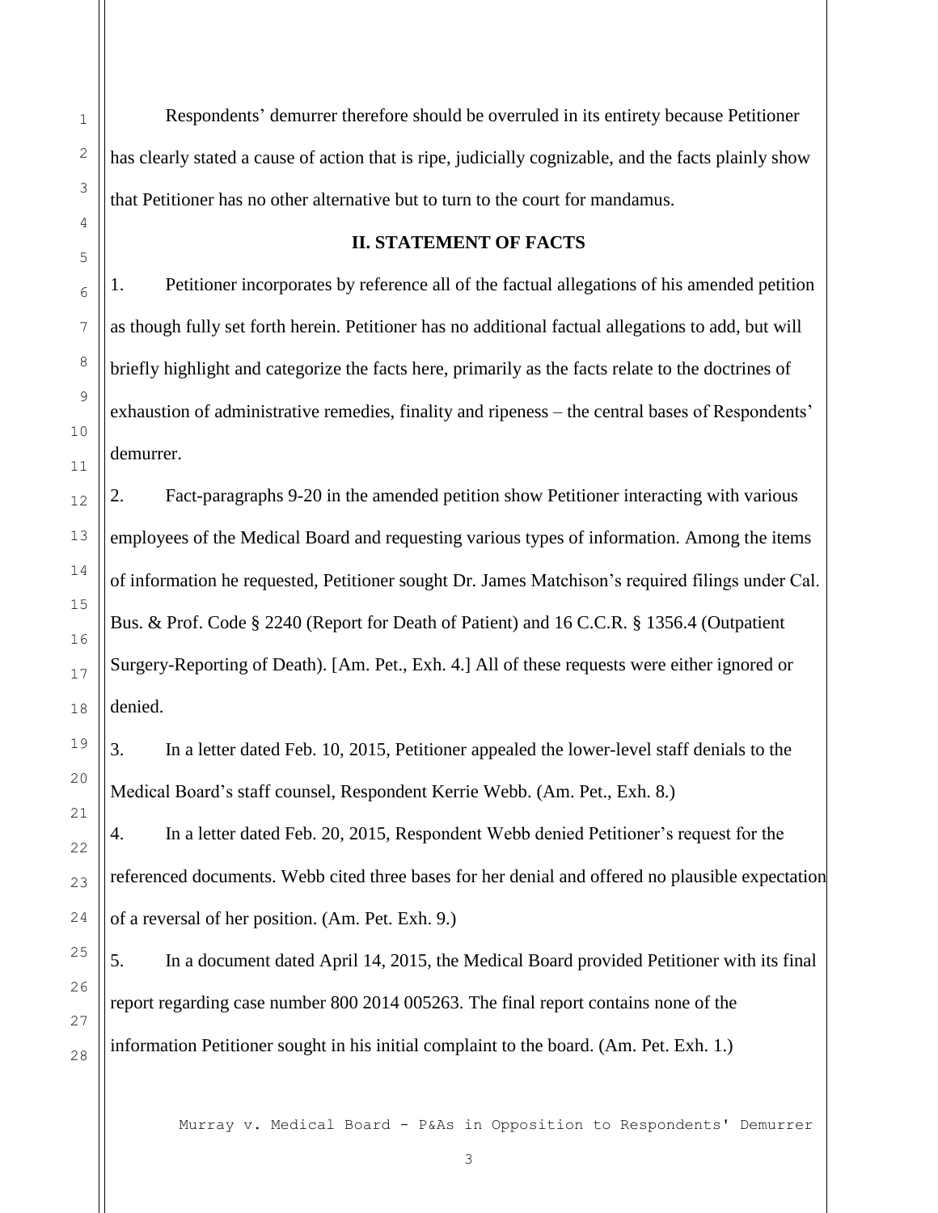Respondents' demurrer therefore should be overruled in its entirety because Petitioner has clearly stated a cause of action that is ripe, judicially cognizable, and the facts plainly show that Petitioner has no other alternative but to turn to the court for mandamus.

## II. STATEMENT OF FACTS

1. Petitioner incorporates by reference all of the factual allegations of his amended petition as though fully set forth herein. Petitioner has no additional factual allegations to add, but will briefly highlight and categorize the facts here, primarily as the facts relate to the doctrines of exhaustion of administrative remedies, finality and ripeness – the central bases of Respondents' demurrer.

2. Fact-paragraphs 9-20 in the amended petition show Petitioner interacting with various employees of the Medical Board and requesting various types of information. Among the items of information he requested, Petitioner sought Dr. James Matchison's required filings under Cal. Bus. & Prof. Code § 2240 (Report for Death of Patient) and 16 C.C.R. § 1356.4 (Outpatient Surgery-Reporting of Death). [Am. Pet., Exh. 4.] All of these requests were either ignored or denied.

3. In a letter dated Feb. 10, 2015, Petitioner appealed the lower-level staff denials to the Medical Board's staff counsel, Respondent Kerrie Webb. (Am. Pet., Exh. 8.)

4. In a letter dated Feb. 20, 2015, Respondent Webb denied Petitioner's request for the referenced documents. Webb cited three bases for her denial and offered no plausible expectation of a reversal of her position. (Am. Pet. Exh. 9.)

5. In a document dated April 14, 2015, the Medical Board provided Petitioner with its final report regarding case number 800 2014 005263. The final report contains none of the information Petitioner sought in his initial complaint to the board. (Am. Pet. Exh. 1.)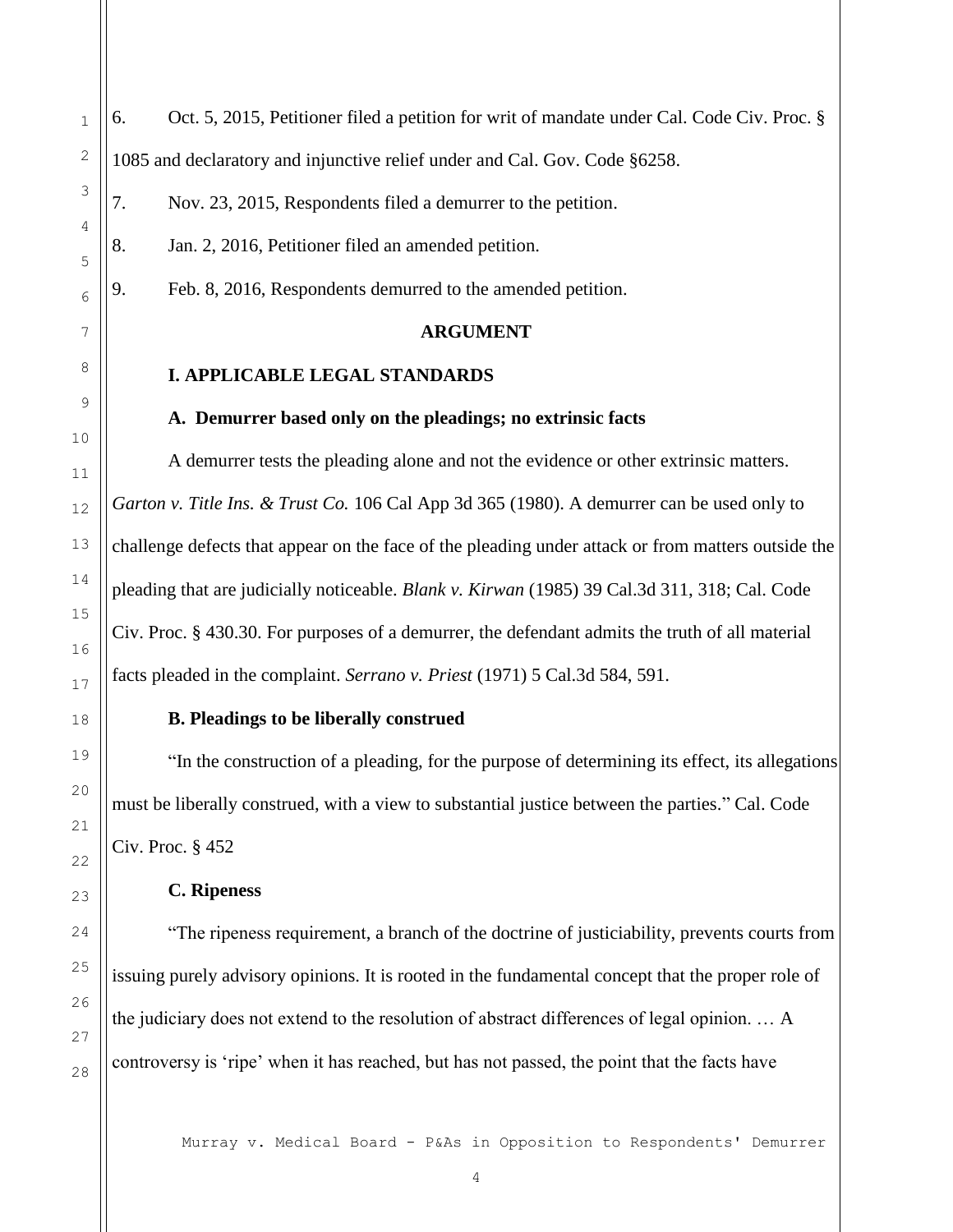6. Oct. 5, 2015, Petitioner filed a petition for writ of mandate under Cal. Code Civ. Proc. § 1085 and declaratory and injunctive relief under and Cal. Gov. Code §6258.

7. Nov. 23, 2015, Respondents filed a demurrer to the petition.

8. Jan. 2, 2016, Petitioner filed an amended petition.

9. Feb. 8, 2016, Respondents demurred to the amended petition.

## ARGUMENT

### I. APPLICABLE LEGAL STANDARDS

#### A. Demurrer based only on the pleadings; no extrinsic facts

A demurrer tests the pleading alone and not the evidence or other extrinsic matters. *Garton v. Title Ins. & Trust Co.* 106 Cal App 3d 365 (1980). A demurrer can be used only to challenge defects that appear on the face of the pleading under attack or from matters outside the pleading that are judicially noticeable. *Blank v. Kirwan* (1985) 39 Cal.3d 311, 318; Cal. Code Civ. Proc. § 430.30. For purposes of a demurrer, the defendant admits the truth of all material facts pleaded in the complaint. *Serrano v. Priest* (1971) 5 Cal.3d 584, 591.

#### B. Pleadings to be liberally construed

"In the construction of a pleading, for the purpose of determining its effect, its allegations must be liberally construed, with a view to substantial justice between the parties." Cal. Code Civ. Proc. § 452

#### C. Ripeness

"The ripeness requirement, a branch of the doctrine of justiciability, prevents courts from issuing purely advisory opinions. It is rooted in the fundamental concept that the proper role of the judiciary does not extend to the resolution of abstract differences of legal opinion. … A controversy is 'ripe' when it has reached, but has not passed, the point that the facts have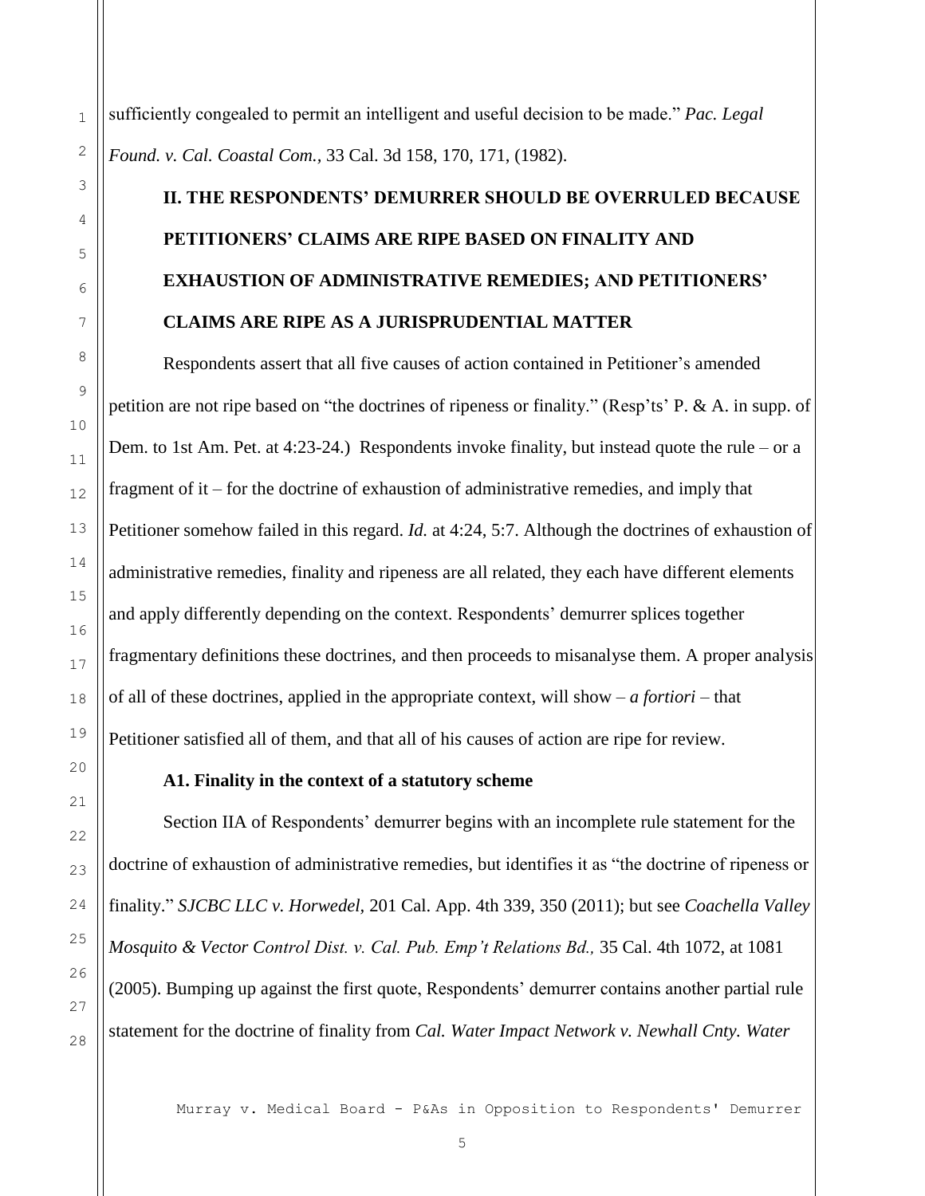sufficiently congealed to permit an intelligent and useful decision to be made." *Pac. Legal Found. v. Cal. Coastal Com.*, 33 Cal. 3d 158, 170, 171, (1982).

## II. THE RESPONDENTS' DEMURRER SHOULD BE OVERRULED BECAUSE PETITIONERS' CLAIMS ARE RIPE BASED ON FINALITY AND EXHAUSTION OF ADMINISTRATIVE REMEDIES; AND PETITIONERS' CLAIMS ARE RIPE AS A JURISPRUDENTIAL MATTER

Respondents assert that all five causes of action contained in Petitioner's amended petition are not ripe based on "the doctrines of ripeness or finality." (Resp'ts' P. & A. in supp. of Dem. to 1st Am. Pet. at 4:23-24.) Respondents invoke finality, but instead quote the rule – or a fragment of it – for the doctrine of exhaustion of administrative remedies, and imply that Petitioner somehow failed in this regard. *Id.* at 4:24, 5:7. Although the doctrines of exhaustion of administrative remedies, finality and ripeness are all related, they each have different elements and apply differently depending on the context. Respondents' demurrer splices together fragmentary definitions these doctrines, and then proceeds to misanalyse them. A proper analysis of all of these doctrines, applied in the appropriate context, will show – *a fortiori* – that Petitioner satisfied all of them, and that all of his causes of action are ripe for review.

### A1. Finality in the context of a statutory scheme

Section IIA of Respondents' demurrer begins with an incomplete rule statement for the doctrine of exhaustion of administrative remedies, but identifies it as "the doctrine of ripeness or finality." *SJCBC LLC v. Horwedel*, 201 Cal. App. 4th 339, 350 (2011); but see *Coachella Valley Mosquito & Vector Control Dist. v. Cal. Pub. Emp't Relations Bd.,* 35 Cal. 4th 1072, at 1081 (2005). Bumping up against the first quote, Respondents' demurrer contains another partial rule statement for the doctrine of finality from *Cal. Water Impact Network v. Newhall Cnty. Water*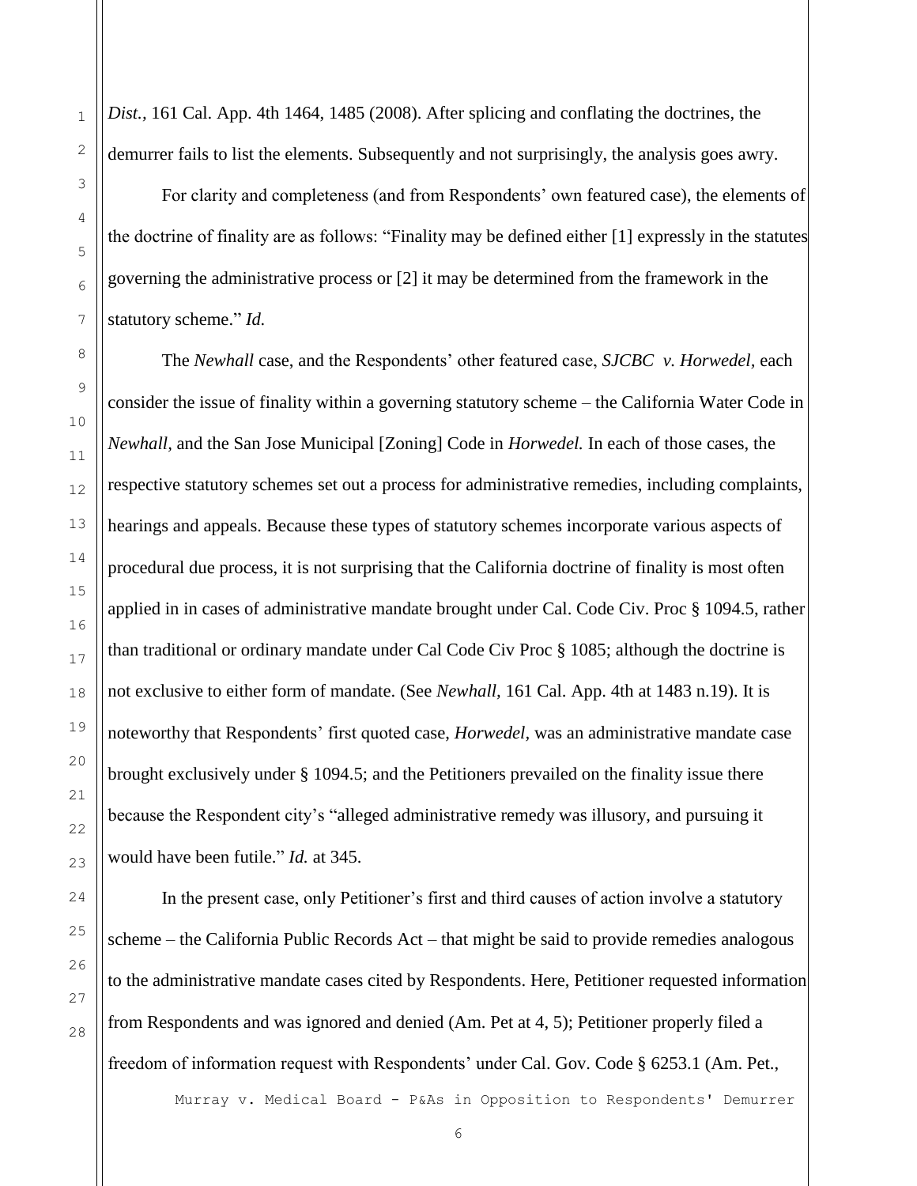*Dist.*, 161 Cal. App. 4th 1464, 1485 (2008). After splicing and conflating the doctrines, the demurrer fails to list the elements. Subsequently and not surprisingly, the analysis goes awry.

For clarity and completeness (and from Respondents' own featured case), the elements of the doctrine of finality are as follows: "Finality may be defined either [1] expressly in the statutes governing the administrative process or [2] it may be determined from the framework in the statutory scheme." *Id.*

The *Newhall* case, and the Respondents' other featured case, *SJCBC v. Horwedel,* each consider the issue of finality within a governing statutory scheme – the California Water Code in *Newhall,* and the San Jose Municipal [Zoning] Code in *Horwedel.* In each of those cases, the respective statutory schemes set out a process for administrative remedies, including complaints, hearings and appeals. Because these types of statutory schemes incorporate various aspects of procedural due process, it is not surprising that the California doctrine of finality is most often applied in in cases of administrative mandate brought under Cal. Code Civ. Proc § 1094.5, rather than traditional or ordinary mandate under Cal Code Civ Proc § 1085; although the doctrine is not exclusive to either form of mandate. (See *Newhall,* 161 Cal. App. 4th at 1483 n.19). It is noteworthy that Respondents' first quoted case, *Horwedel,* was an administrative mandate case brought exclusively under § 1094.5; and the Petitioners prevailed on the finality issue there because the Respondent city's "alleged administrative remedy was illusory, and pursuing it would have been futile." *Id.* at 345.

In the present case, only Petitioner's first and third causes of action involve a statutory scheme – the California Public Records Act – that might be said to provide remedies analogous to the administrative mandate cases cited by Respondents. Here, Petitioner requested information from Respondents and was ignored and denied (Am. Pet at 4, 5); Petitioner properly filed a freedom of information request with Respondents' under Cal. Gov. Code § 6253.1 (Am. Pet.,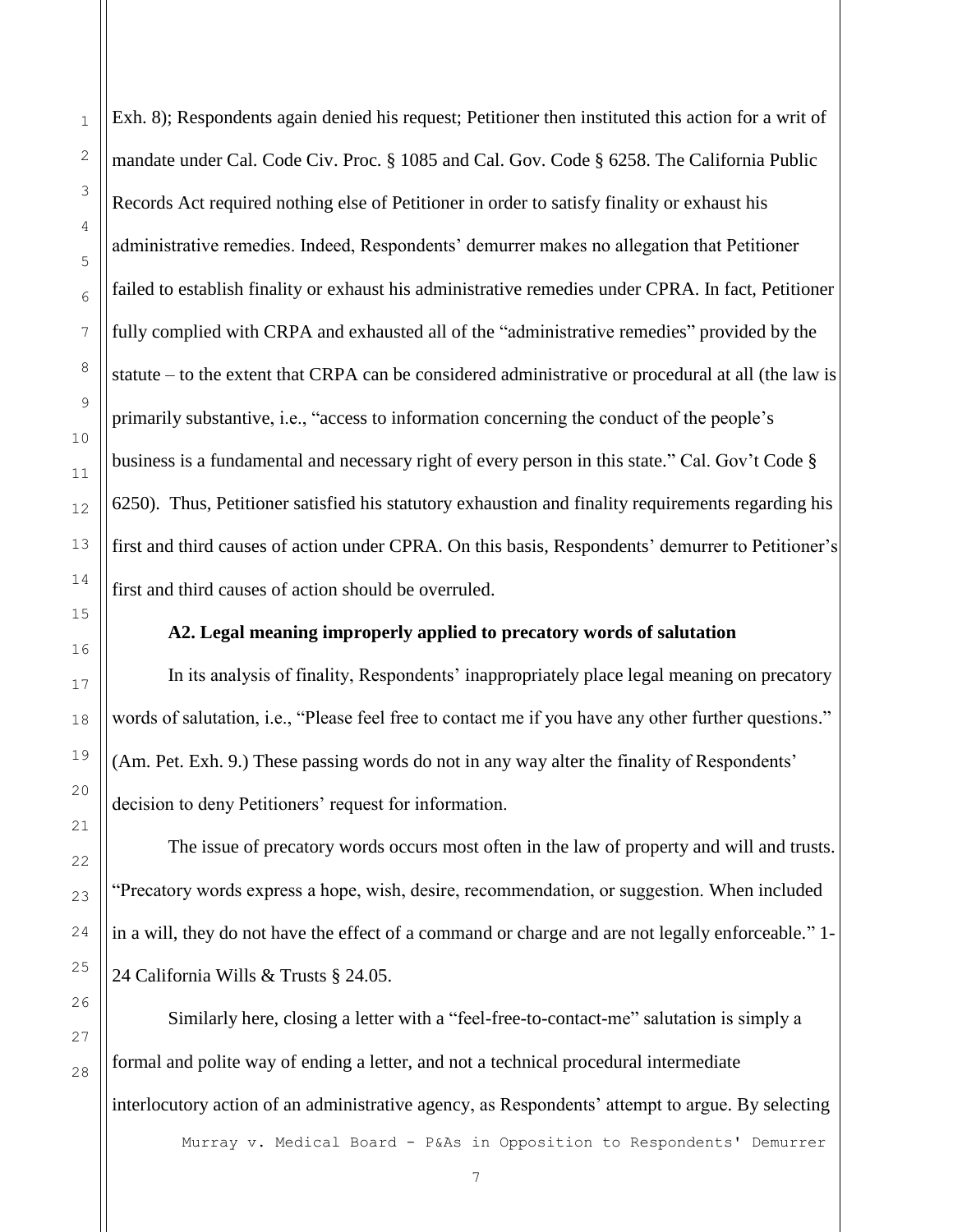Exh. 8); Respondents again denied his request; Petitioner then instituted this action for a writ of mandate under Cal. Code Civ. Proc. § 1085 and Cal. Gov. Code § 6258. The California Public Records Act required nothing else of Petitioner in order to satisfy finality or exhaust his administrative remedies. Indeed, Respondents' demurrer makes no allegation that Petitioner failed to establish finality or exhaust his administrative remedies under CPRA. In fact, Petitioner fully complied with CRPA and exhausted all of the "administrative remedies" provided by the statute – to the extent that CRPA can be considered administrative or procedural at all (the law is primarily substantive, i.e., "access to information concerning the conduct of the people's business is a fundamental and necessary right of every person in this state." Cal. Gov't Code § 6250). Thus, Petitioner satisfied his statutory exhaustion and finality requirements regarding his first and third causes of action under CPRA. On this basis, Respondents' demurrer to Petitioner's first and third causes of action should be overruled.

**A2. Legal meaning improperly applied to precatory words of salutation**

In its analysis of finality, Respondents' inappropriately place legal meaning on precatory words of salutation, i.e., "Please feel free to contact me if you have any other further questions." (Am. Pet. Exh. 9.) These passing words do not in any way alter the finality of Respondents' decision to deny Petitioners' request for information.

The issue of precatory words occurs most often in the law of property and will and trusts. "Precatory words express a hope, wish, desire, recommendation, or suggestion. When included in a will, they do not have the effect of a command or charge and are not legally enforceable." 1-24 California Wills & Trusts § 24.05.

Similarly here, closing a letter with a "feel-free-to-contact-me" salutation is simply a formal and polite way of ending a letter, and not a technical procedural intermediate interlocutory action of an administrative agency, as Respondents' attempt to argue. By selecting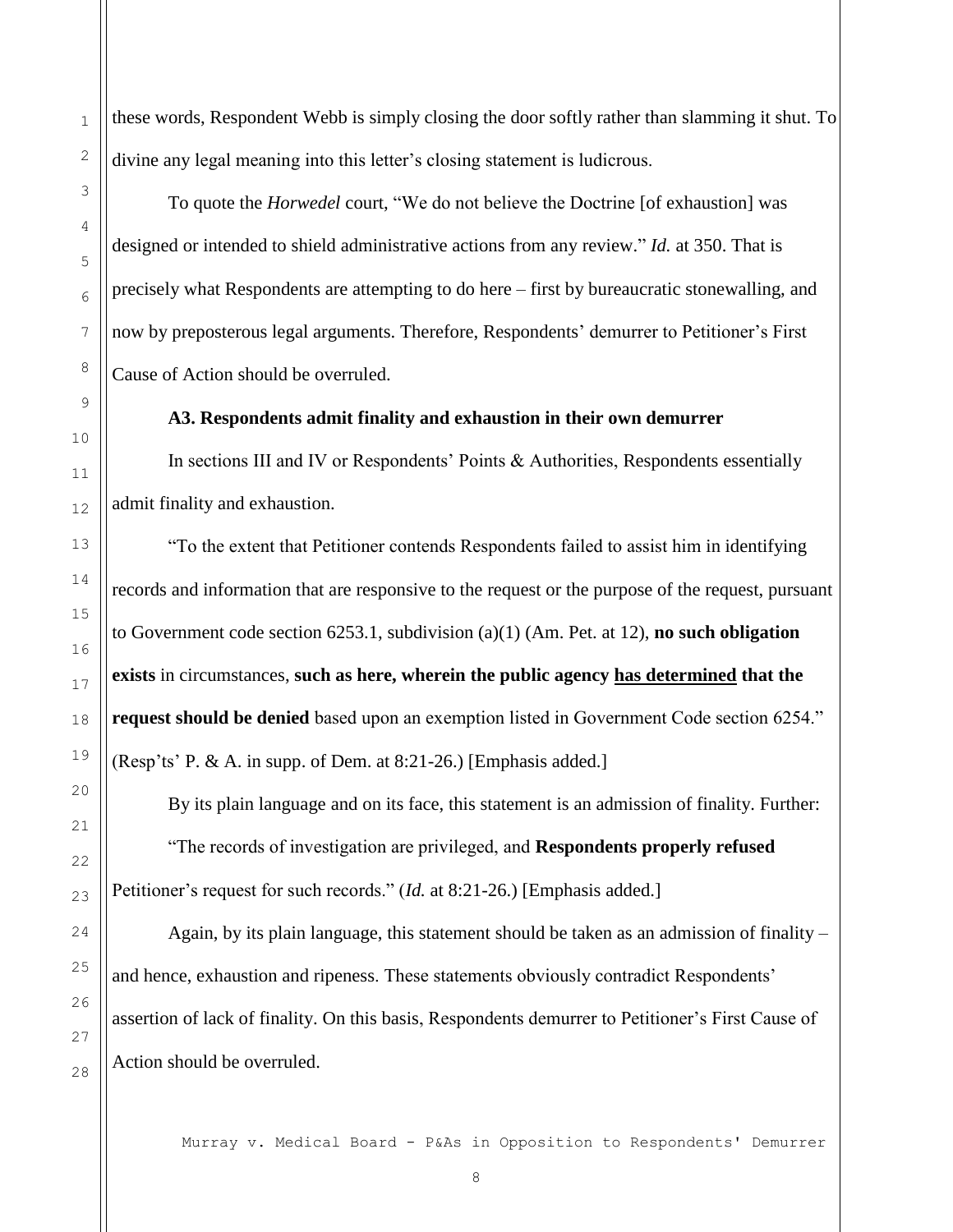these words, Respondent Webb is simply closing the door softly rather than slamming it shut. To divine any legal meaning into this letter's closing statement is ludicrous.

To quote the *Horwedel* court, "We do not believe the Doctrine [of exhaustion] was designed or intended to shield administrative actions from any review." *Id.* at 350. That is precisely what Respondents are attempting to do here – first by bureaucratic stonewalling, and now by preposterous legal arguments. Therefore, Respondents' demurrer to Petitioner's First Cause of Action should be overruled.

**A3. Respondents admit finality and exhaustion in their own demurrer**

In sections III and IV or Respondents' Points & Authorities, Respondents essentially admit finality and exhaustion.

"To the extent that Petitioner contends Respondents failed to assist him in identifying records and information that are responsive to the request or the purpose of the request, pursuant to Government code section 6253.1, subdivision (a)(1) (Am. Pet. at 12), **no such obligation exists** in circumstances, **such as here, wherein the public agency <u>has determined</u> that the request should be denied** based upon an exemption listed in Government Code section 6254." (Resp'ts' P. & A. in supp. of Dem. at 8:21-26.) [Emphasis added.]

By its plain language and on its face, this statement is an admission of finality. Further:

"The records of investigation are privileged, and **Respondents properly refused** Petitioner's request for such records." (*Id.* at 8:21-26.) [Emphasis added.]

Again, by its plain language, this statement should be taken as an admission of finality – and hence, exhaustion and ripeness. These statements obviously contradict Respondents' assertion of lack of finality. On this basis, Respondents demurrer to Petitioner's First Cause of Action should be overruled.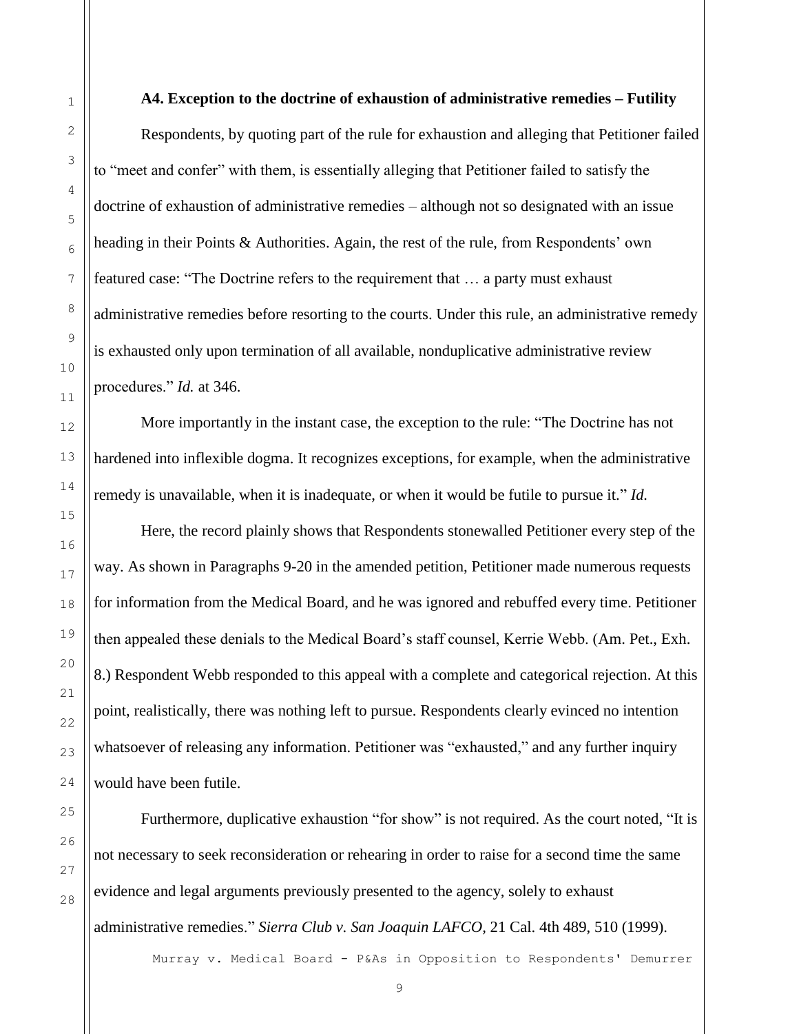**A4. Exception to the doctrine of exhaustion of administrative remedies – Futility**

Respondents, by quoting part of the rule for exhaustion and alleging that Petitioner failed to "meet and confer" with them, is essentially alleging that Petitioner failed to satisfy the doctrine of exhaustion of administrative remedies – although not so designated with an issue heading in their Points & Authorities. Again, the rest of the rule, from Respondents' own featured case: "The Doctrine refers to the requirement that … a party must exhaust administrative remedies before resorting to the courts. Under this rule, an administrative remedy is exhausted only upon termination of all available, nonduplicative administrative review procedures." *Id.* at 346.

More importantly in the instant case, the exception to the rule: "The Doctrine has not hardened into inflexible dogma. It recognizes exceptions, for example, when the administrative remedy is unavailable, when it is inadequate, or when it would be futile to pursue it." *Id.*

Here, the record plainly shows that Respondents stonewalled Petitioner every step of the way. As shown in Paragraphs 9-20 in the amended petition, Petitioner made numerous requests for information from the Medical Board, and he was ignored and rebuffed every time. Petitioner then appealed these denials to the Medical Board's staff counsel, Kerrie Webb. (Am. Pet., Exh. 8.) Respondent Webb responded to this appeal with a complete and categorical rejection. At this point, realistically, there was nothing left to pursue. Respondents clearly evinced no intention whatsoever of releasing any information. Petitioner was "exhausted," and any further inquiry would have been futile.

Furthermore, duplicative exhaustion "for show" is not required. As the court noted, "It is not necessary to seek reconsideration or rehearing in order to raise for a second time the same evidence and legal arguments previously presented to the agency, solely to exhaust administrative remedies." *Sierra Club v. San Joaquin LAFCO*, 21 Cal. 4th 489, 510 (1999).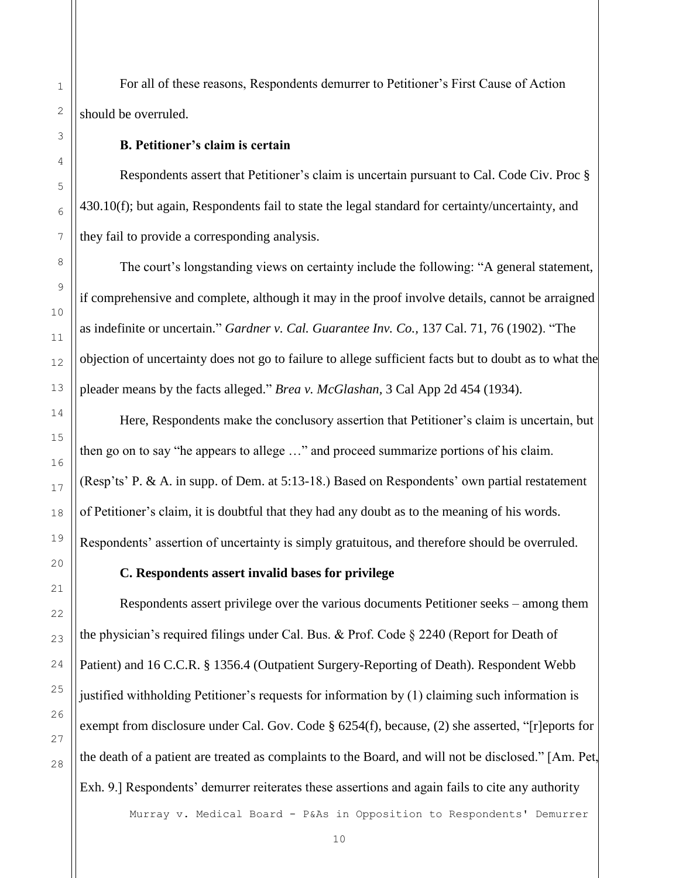For all of these reasons, Respondents demurrer to Petitioner's First Cause of Action should be overruled.

**B. Petitioner's claim is certain**

Respondents assert that Petitioner's claim is uncertain pursuant to Cal. Code Civ. Proc § 430.10(f); but again, Respondents fail to state the legal standard for certainty/uncertainty, and they fail to provide a corresponding analysis.

The court's longstanding views on certainty include the following: "A general statement, if comprehensive and complete, although it may in the proof involve details, cannot be arraigned as indefinite or uncertain." *Gardner v. Cal. Guarantee Inv. Co.,* 137 Cal. 71, 76 (1902). "The objection of uncertainty does not go to failure to allege sufficient facts but to doubt as to what the pleader means by the facts alleged." *Brea v. McGlashan,* 3 Cal App 2d 454 (1934).

Here, Respondents make the conclusory assertion that Petitioner's claim is uncertain, but then go on to say "he appears to allege …" and proceed summarize portions of his claim. (Resp'ts' P. & A. in supp. of Dem. at 5:13-18.) Based on Respondents' own partial restatement of Petitioner's claim, it is doubtful that they had any doubt as to the meaning of his words. Respondents' assertion of uncertainty is simply gratuitous, and therefore should be overruled.

**C. Respondents assert invalid bases for privilege**

Respondents assert privilege over the various documents Petitioner seeks – among them the physician's required filings under Cal. Bus. & Prof. Code § 2240 (Report for Death of Patient) and 16 C.C.R. § 1356.4 (Outpatient Surgery-Reporting of Death). Respondent Webb justified withholding Petitioner's requests for information by (1) claiming such information is exempt from disclosure under Cal. Gov. Code § 6254(f), because, (2) she asserted, "[r]eports for the death of a patient are treated as complaints to the Board, and will not be disclosed." [Am. Pet, Exh. 9.] Respondents' demurrer reiterates these assertions and again fails to cite any authority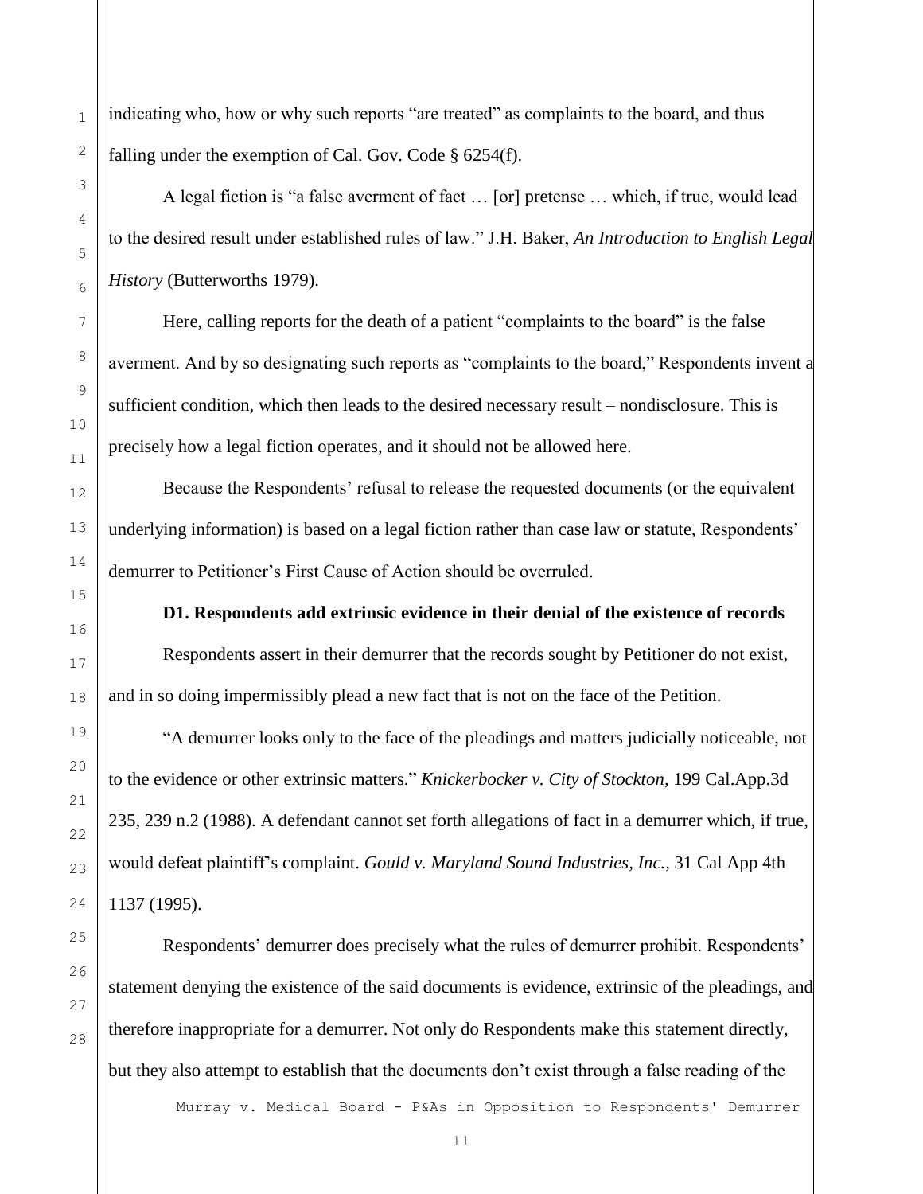indicating who, how or why such reports "are treated" as complaints to the board, and thus falling under the exemption of Cal. Gov. Code § 6254(f).

A legal fiction is "a false averment of fact … [or] pretense … which, if true, would lead to the desired result under established rules of law." J.H. Baker, *An Introduction to English Legal History* (Butterworths 1979).

Here, calling reports for the death of a patient "complaints to the board" is the false averment. And by so designating such reports as "complaints to the board," Respondents invent a sufficient condition, which then leads to the desired necessary result – nondisclosure. This is precisely how a legal fiction operates, and it should not be allowed here.

Because the Respondents' refusal to release the requested documents (or the equivalent underlying information) is based on a legal fiction rather than case law or statute, Respondents' demurrer to Petitioner's First Cause of Action should be overruled.

**D1. Respondents add extrinsic evidence in their denial of the existence of records**

Respondents assert in their demurrer that the records sought by Petitioner do not exist, and in so doing impermissibly plead a new fact that is not on the face of the Petition.

"A demurrer looks only to the face of the pleadings and matters judicially noticeable, not to the evidence or other extrinsic matters." *Knickerbocker v. City of Stockton,* 199 Cal.App.3d 235, 239 n.2 (1988). A defendant cannot set forth allegations of fact in a demurrer which, if true, would defeat plaintiff's complaint. *Gould v. Maryland Sound Industries, Inc.,* 31 Cal App 4th 1137 (1995).

Respondents' demurrer does precisely what the rules of demurrer prohibit. Respondents' statement denying the existence of the said documents is evidence, extrinsic of the pleadings, and therefore inappropriate for a demurrer. Not only do Respondents make this statement directly, but they also attempt to establish that the documents don't exist through a false reading of the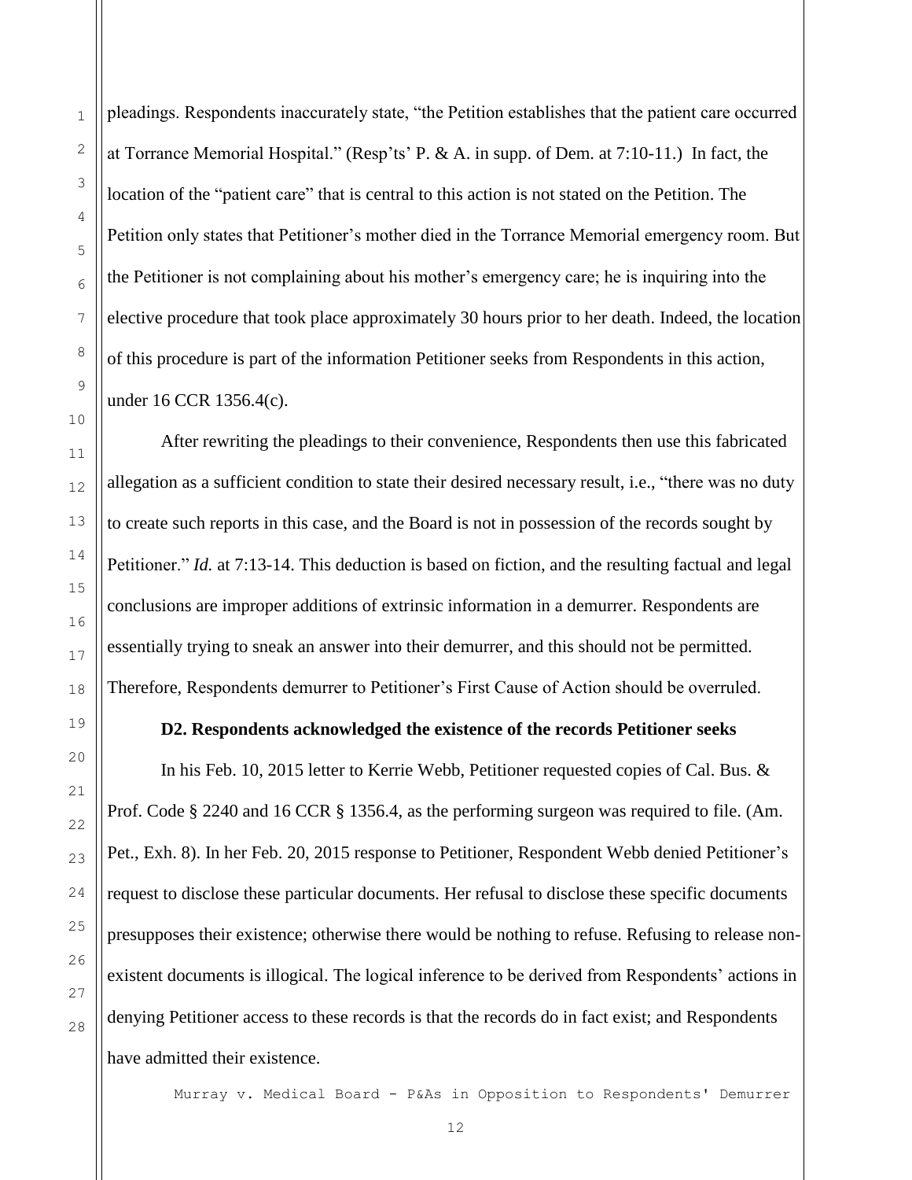pleadings. Respondents inaccurately state, "the Petition establishes that the patient care occurred at Torrance Memorial Hospital." (Resp'ts' P. & A. in supp. of Dem. at 7:10-11.) In fact, the location of the "patient care" that is central to this action is not stated on the Petition. The Petition only states that Petitioner's mother died in the Torrance Memorial emergency room. But the Petitioner is not complaining about his mother's emergency care; he is inquiring into the elective procedure that took place approximately 30 hours prior to her death. Indeed, the location of this procedure is part of the information Petitioner seeks from Respondents in this action, under 16 CCR 1356.4(c).

After rewriting the pleadings to their convenience, Respondents then use this fabricated allegation as a sufficient condition to state their desired necessary result, i.e., "there was no duty to create such reports in this case, and the Board is not in possession of the records sought by Petitioner." *Id.* at 7:13-14. This deduction is based on fiction, and the resulting factual and legal conclusions are improper additions of extrinsic information in a demurrer. Respondents are essentially trying to sneak an answer into their demurrer, and this should not be permitted. Therefore, Respondents demurrer to Petitioner's First Cause of Action should be overruled.

**D2. Respondents acknowledged the existence of the records Petitioner seeks**

In his Feb. 10, 2015 letter to Kerrie Webb, Petitioner requested copies of Cal. Bus. & Prof. Code § 2240 and 16 CCR § 1356.4, as the performing surgeon was required to file. (Am. Pet., Exh. 8). In her Feb. 20, 2015 response to Petitioner, Respondent Webb denied Petitioner's request to disclose these particular documents. Her refusal to disclose these specific documents presupposes their existence; otherwise there would be nothing to refuse. Refusing to release non-existent documents is illogical. The logical inference to be derived from Respondents' actions in denying Petitioner access to these records is that the records do in fact exist; and Respondents have admitted their existence.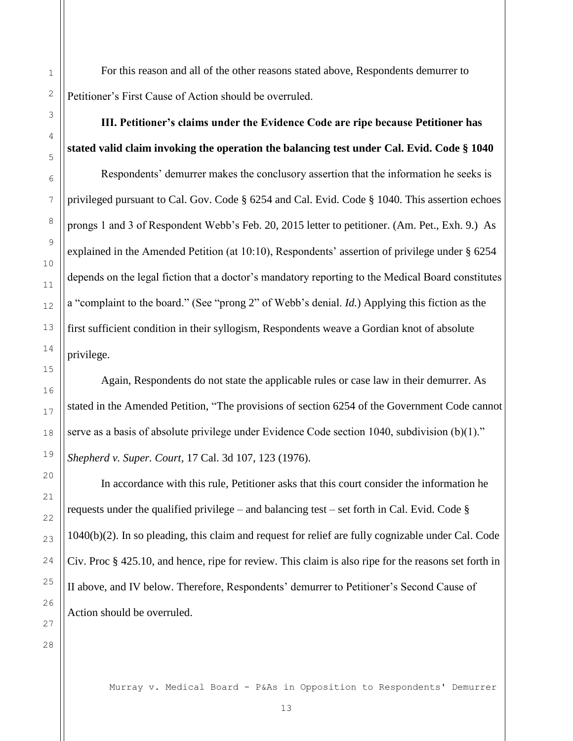For this reason and all of the other reasons stated above, Respondents demurrer to Petitioner's First Cause of Action should be overruled.

**III. Petitioner's claims under the Evidence Code are ripe because Petitioner has stated valid claim invoking the operation the balancing test under Cal. Evid. Code § 1040**

Respondents' demurrer makes the conclusory assertion that the information he seeks is privileged pursuant to Cal. Gov. Code § 6254 and Cal. Evid. Code § 1040. This assertion echoes prongs 1 and 3 of Respondent Webb's Feb. 20, 2015 letter to petitioner. (Am. Pet., Exh. 9.) As explained in the Amended Petition (at 10:10), Respondents' assertion of privilege under § 6254 depends on the legal fiction that a doctor's mandatory reporting to the Medical Board constitutes a "complaint to the board." (See "prong 2" of Webb's denial. *Id.*) Applying this fiction as the first sufficient condition in their syllogism, Respondents weave a Gordian knot of absolute privilege.

Again, Respondents do not state the applicable rules or case law in their demurrer. As stated in the Amended Petition, "The provisions of section 6254 of the Government Code cannot serve as a basis of absolute privilege under Evidence Code section 1040, subdivision (b)(1)." *Shepherd v. Super. Court*, 17 Cal. 3d 107, 123 (1976).

In accordance with this rule, Petitioner asks that this court consider the information he requests under the qualified privilege – and balancing test – set forth in Cal. Evid. Code § 1040(b)(2). In so pleading, this claim and request for relief are fully cognizable under Cal. Code Civ. Proc § 425.10, and hence, ripe for review. This claim is also ripe for the reasons set forth in II above, and IV below. Therefore, Respondents' demurrer to Petitioner's Second Cause of Action should be overruled.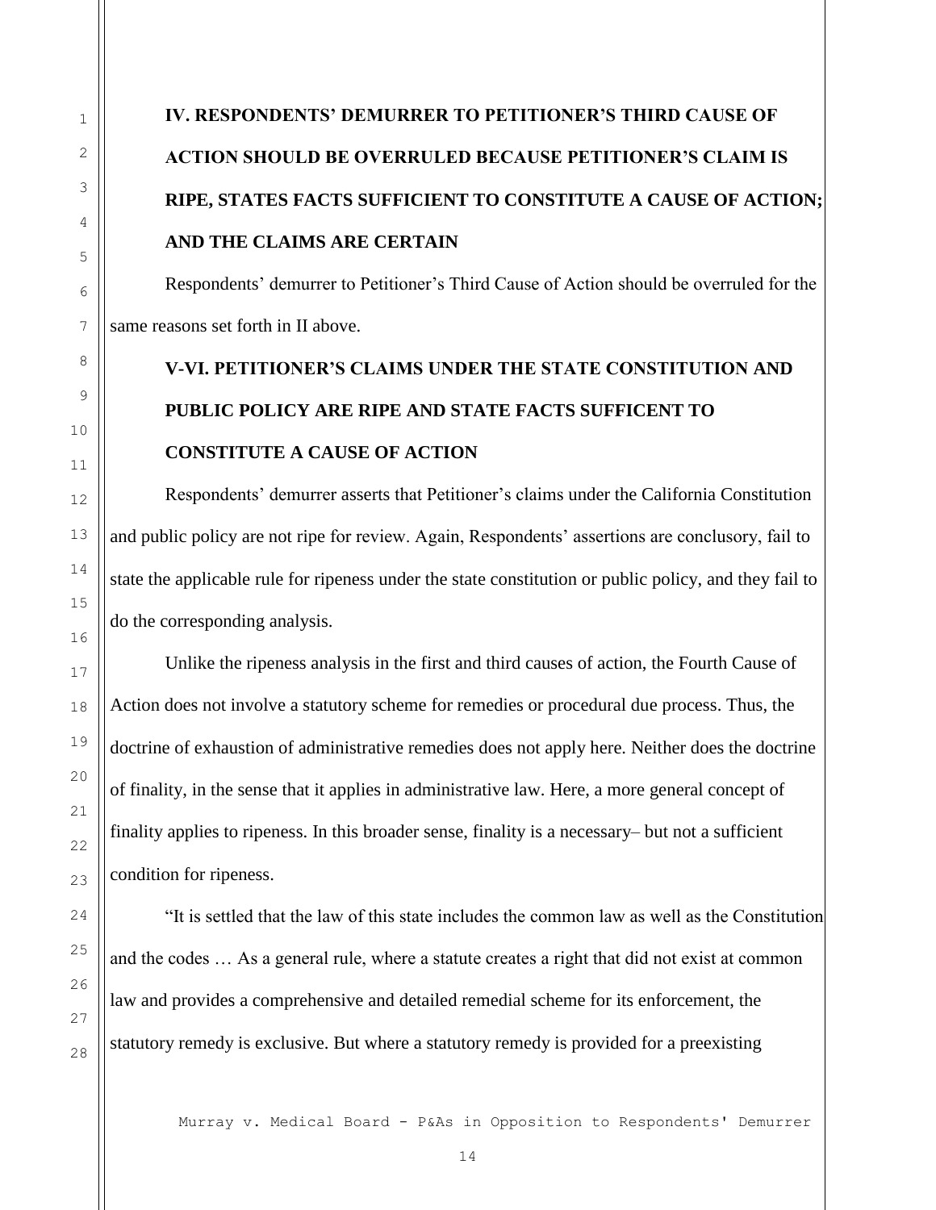## IV. RESPONDENTS' DEMURRER TO PETITIONER'S THIRD CAUSE OF ACTION SHOULD BE OVERRULED BECAUSE PETITIONER'S CLAIM IS RIPE, STATES FACTS SUFFICIENT TO CONSTITUTE A CAUSE OF ACTION; AND THE CLAIMS ARE CERTAIN

Respondents' demurrer to Petitioner's Third Cause of Action should be overruled for the same reasons set forth in II above.

## V-VI. PETITIONER'S CLAIMS UNDER THE STATE CONSTITUTION AND PUBLIC POLICY ARE RIPE AND STATE FACTS SUFFICENT TO CONSTITUTE A CAUSE OF ACTION

Respondents' demurrer asserts that Petitioner's claims under the California Constitution and public policy are not ripe for review. Again, Respondents' assertions are conclusory, fail to state the applicable rule for ripeness under the state constitution or public policy, and they fail to do the corresponding analysis.

Unlike the ripeness analysis in the first and third causes of action, the Fourth Cause of Action does not involve a statutory scheme for remedies or procedural due process. Thus, the doctrine of exhaustion of administrative remedies does not apply here. Neither does the doctrine of finality, in the sense that it applies in administrative law. Here, a more general concept of finality applies to ripeness. In this broader sense, finality is a necessary– but not a sufficient condition for ripeness.

"It is settled that the law of this state includes the common law as well as the Constitution and the codes … As a general rule, where a statute creates a right that did not exist at common law and provides a comprehensive and detailed remedial scheme for its enforcement, the statutory remedy is exclusive. But where a statutory remedy is provided for a preexisting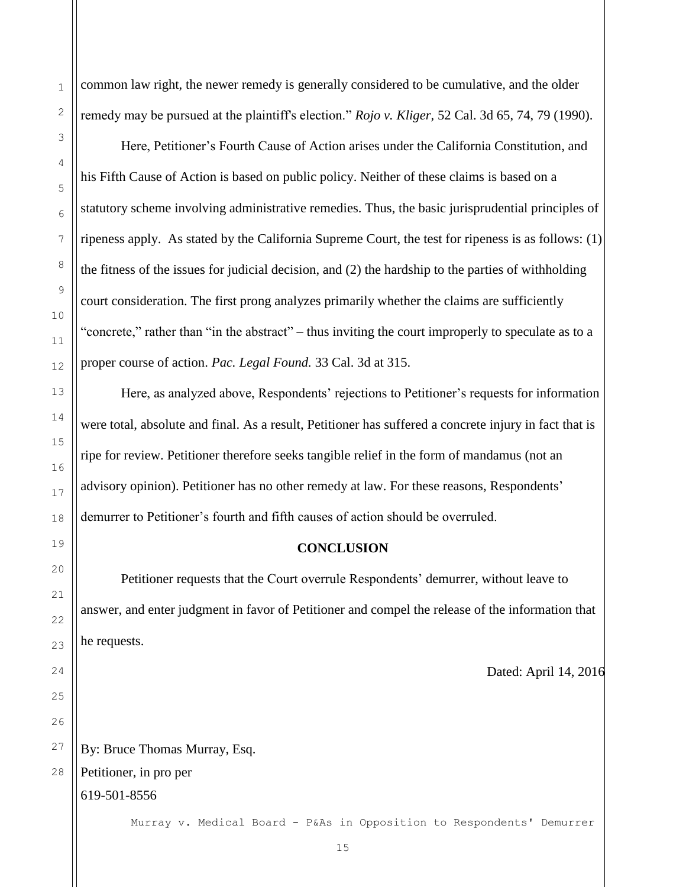common law right, the newer remedy is generally considered to be cumulative, and the older remedy may be pursued at the plaintiff's election." *Rojo v. Kliger,* 52 Cal. 3d 65, 74, 79 (1990).

Here, Petitioner's Fourth Cause of Action arises under the California Constitution, and his Fifth Cause of Action is based on public policy. Neither of these claims is based on a statutory scheme involving administrative remedies. Thus, the basic jurisprudential principles of ripeness apply. As stated by the California Supreme Court, the test for ripeness is as follows: (1) the fitness of the issues for judicial decision, and (2) the hardship to the parties of withholding court consideration. The first prong analyzes primarily whether the claims are sufficiently "concrete," rather than "in the abstract" – thus inviting the court improperly to speculate as to a proper course of action. *Pac. Legal Found.* 33 Cal. 3d at 315.

Here, as analyzed above, Respondents' rejections to Petitioner's requests for information were total, absolute and final. As a result, Petitioner has suffered a concrete injury in fact that is ripe for review. Petitioner therefore seeks tangible relief in the form of mandamus (not an advisory opinion). Petitioner has no other remedy at law. For these reasons, Respondents' demurrer to Petitioner's fourth and fifth causes of action should be overruled.

**CONCLUSION**

Petitioner requests that the Court overrule Respondents' demurrer, without leave to answer, and enter judgment in favor of Petitioner and compel the release of the information that he requests.

Dated: April 14, 2016

By: Bruce Thomas Murray, Esq.
Petitioner, in pro per
619-501-8556